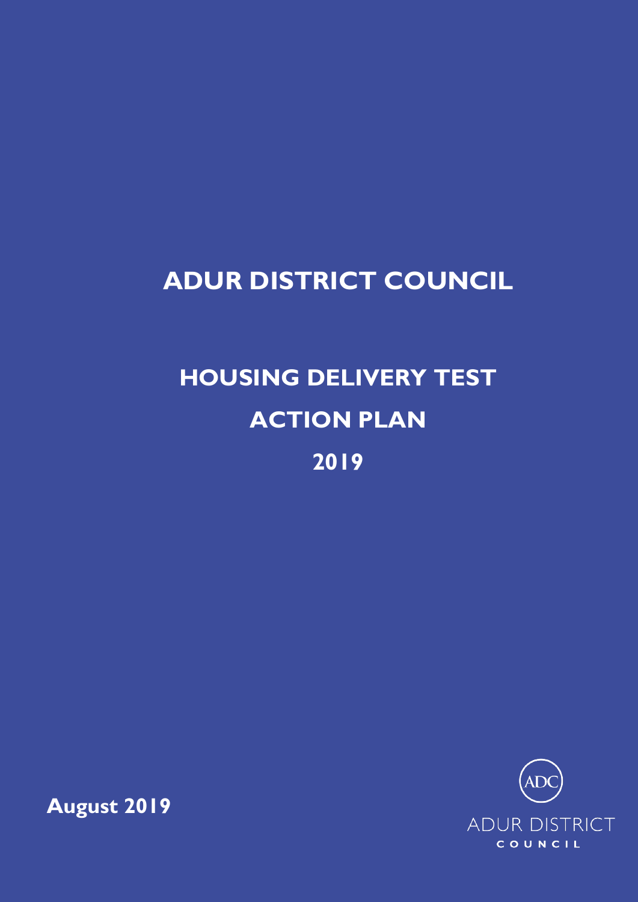# ADUR DISTRICT COUNCIL

# HOUSING DELIVERY TEST

# ACTION PLAN

# 2019

**August 2019**

ADC

ADUR DISTRICT COUNCIL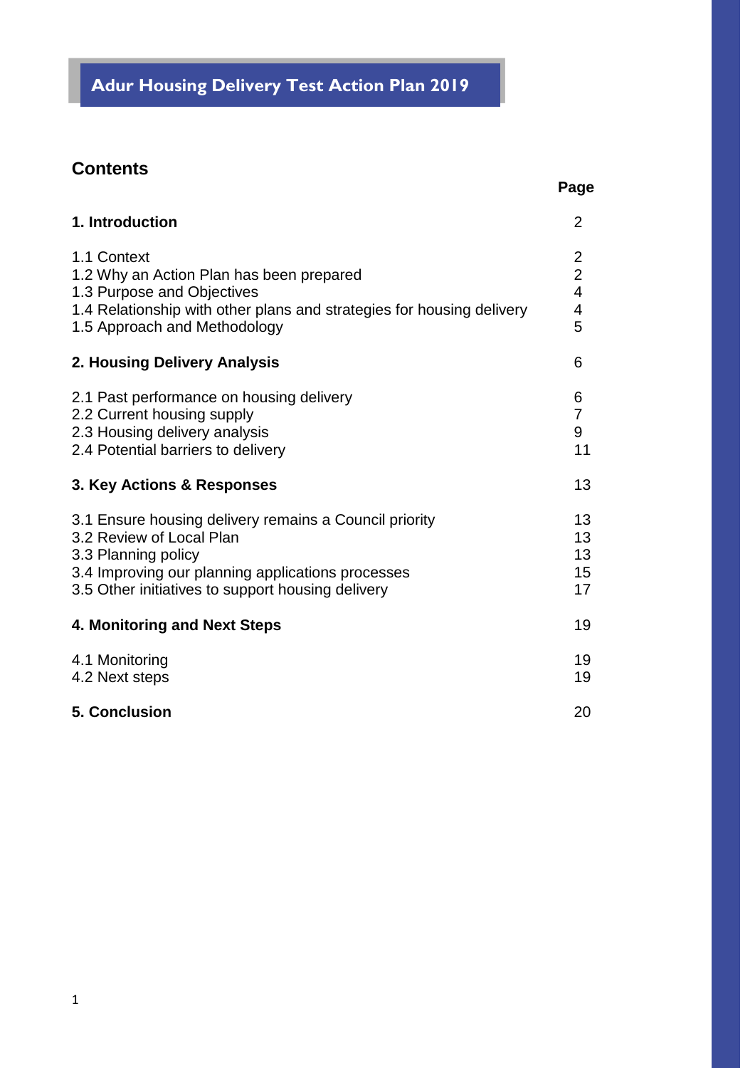# Adur Housing Delivery Test Action Plan 2019

## Contents

| | Page |
|---|---|
| **1. Introduction** | 2 |
| 1.1 Context | 2 |
| 1.2 Why an Action Plan has been prepared | 2 |
| 1.3 Purpose and Objectives | 4 |
| 1.4 Relationship with other plans and strategies for housing delivery | 4 |
| 1.5 Approach and Methodology | 5 |
| **2. Housing Delivery Analysis** | 6 |
| 2.1 Past performance on housing delivery | 6 |
| 2.2 Current housing supply | 7 |
| 2.3 Housing delivery analysis | 9 |
| 2.4 Potential barriers to delivery | 11 |
| **3. Key Actions & Responses** | 13 |
| 3.1 Ensure housing delivery remains a Council priority | 13 |
| 3.2 Review of Local Plan | 13 |
| 3.3 Planning policy | 13 |
| 3.4 Improving our planning applications processes | 15 |
| 3.5 Other initiatives to support housing delivery | 17 |
| **4. Monitoring and Next Steps** | 19 |
| 4.1 Monitoring | 19 |
| 4.2 Next steps | 19 |
| **5. Conclusion** | 20 |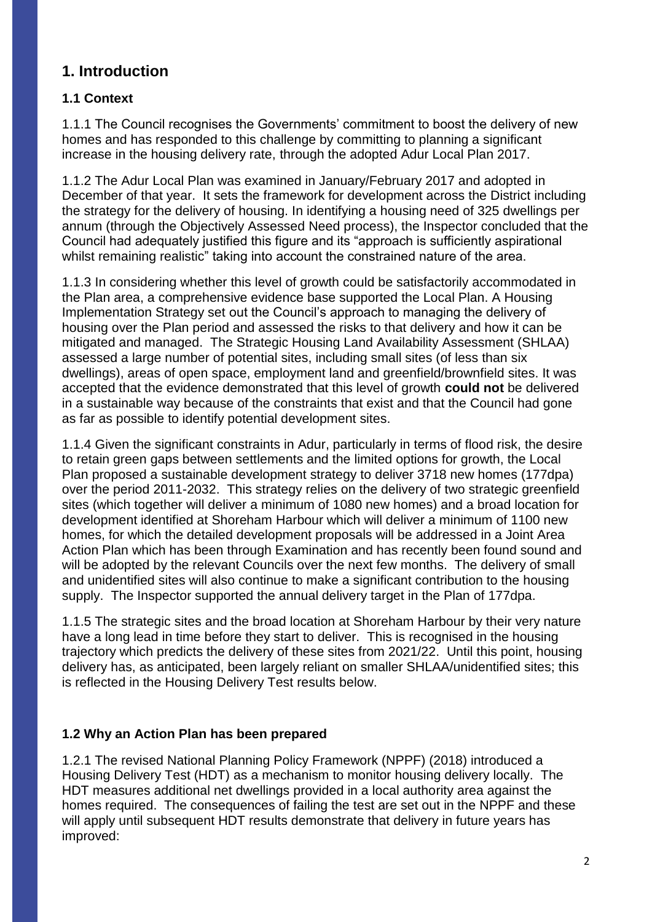# 1. Introduction

## 1.1 Context

1.1.1 The Council recognises the Governments' commitment to boost the delivery of new homes and has responded to this challenge by committing to planning a significant increase in the housing delivery rate, through the adopted Adur Local Plan 2017.

1.1.2 The Adur Local Plan was examined in January/February 2017 and adopted in December of that year. It sets the framework for development across the District including the strategy for the delivery of housing. In identifying a housing need of 325 dwellings per annum (through the Objectively Assessed Need process), the Inspector concluded that the Council had adequately justified this figure and its "approach is sufficiently aspirational whilst remaining realistic" taking into account the constrained nature of the area.

1.1.3 In considering whether this level of growth could be satisfactorily accommodated in the Plan area, a comprehensive evidence base supported the Local Plan. A Housing Implementation Strategy set out the Council's approach to managing the delivery of housing over the Plan period and assessed the risks to that delivery and how it can be mitigated and managed. The Strategic Housing Land Availability Assessment (SHLAA) assessed a large number of potential sites, including small sites (of less than six dwellings), areas of open space, employment land and greenfield/brownfield sites. It was accepted that the evidence demonstrated that this level of growth **could not** be delivered in a sustainable way because of the constraints that exist and that the Council had gone as far as possible to identify potential development sites.

1.1.4 Given the significant constraints in Adur, particularly in terms of flood risk, the desire to retain green gaps between settlements and the limited options for growth, the Local Plan proposed a sustainable development strategy to deliver 3718 new homes (177dpa) over the period 2011-2032. This strategy relies on the delivery of two strategic greenfield sites (which together will deliver a minimum of 1080 new homes) and a broad location for development identified at Shoreham Harbour which will deliver a minimum of 1100 new homes, for which the detailed development proposals will be addressed in a Joint Area Action Plan which has been through Examination and has recently been found sound and will be adopted by the relevant Councils over the next few months. The delivery of small and unidentified sites will also continue to make a significant contribution to the housing supply. The Inspector supported the annual delivery target in the Plan of 177dpa.

1.1.5 The strategic sites and the broad location at Shoreham Harbour by their very nature have a long lead in time before they start to deliver. This is recognised in the housing trajectory which predicts the delivery of these sites from 2021/22. Until this point, housing delivery has, as anticipated, been largely reliant on smaller SHLAA/unidentified sites; this is reflected in the Housing Delivery Test results below.

## 1.2 Why an Action Plan has been prepared

1.2.1 The revised National Planning Policy Framework (NPPF) (2018) introduced a Housing Delivery Test (HDT) as a mechanism to monitor housing delivery locally. The HDT measures additional net dwellings provided in a local authority area against the homes required. The consequences of failing the test are set out in the NPPF and these will apply until subsequent HDT results demonstrate that delivery in future years has improved: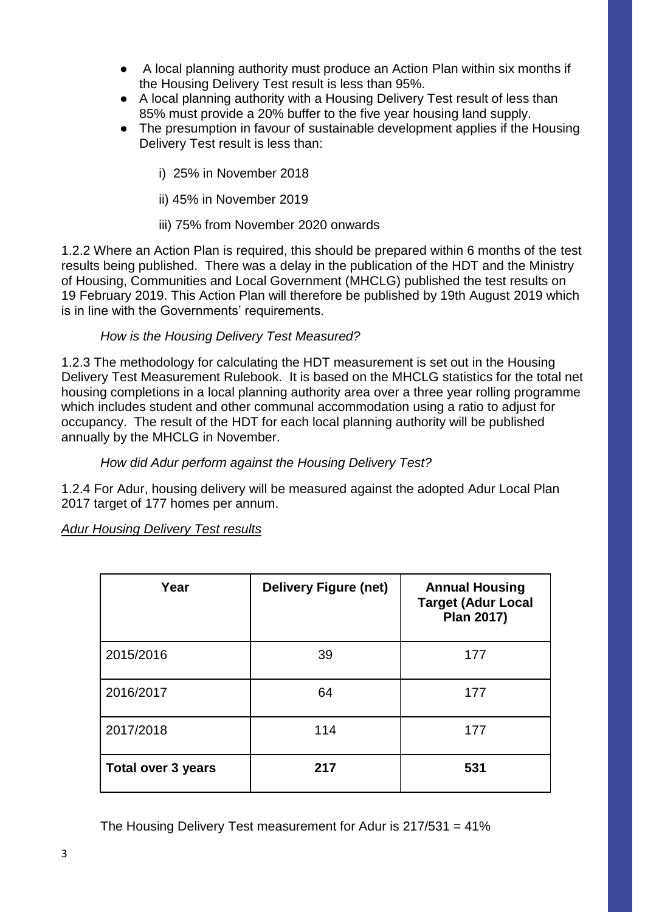- A local planning authority must produce an Action Plan within six months if the Housing Delivery Test result is less than 95%.
- A local planning authority with a Housing Delivery Test result of less than 85% must provide a 20% buffer to the five year housing land supply.
- The presumption in favour of sustainable development applies if the Housing Delivery Test result is less than:

    i) 25% in November 2018

    ii) 45% in November 2019

    iii) 75% from November 2020 onwards

1.2.2 Where an Action Plan is required, this should be prepared within 6 months of the test results being published. There was a delay in the publication of the HDT and the Ministry of Housing, Communities and Local Government (MHCLG) published the test results on 19 February 2019. This Action Plan will therefore be published by 19th August 2019 which is in line with the Governments' requirements.

*How is the Housing Delivery Test Measured?*

1.2.3 The methodology for calculating the HDT measurement is set out in the Housing Delivery Test Measurement Rulebook. It is based on the MHCLG statistics for the total net housing completions in a local planning authority area over a three year rolling programme which includes student and other communal accommodation using a ratio to adjust for occupancy. The result of the HDT for each local planning authority will be published annually by the MHCLG in November.

*How did Adur perform against the Housing Delivery Test?*

1.2.4 For Adur, housing delivery will be measured against the adopted Adur Local Plan 2017 target of 177 homes per annum.

*Adur Housing Delivery Test results*

| Year | Delivery Figure (net) | Annual Housing Target (Adur Local Plan 2017) |
|---|---|---|
| 2015/2016 | 39 | 177 |
| 2016/2017 | 64 | 177 |
| 2017/2018 | 114 | 177 |
| **Total over 3 years** | **217** | **531** |

The Housing Delivery Test measurement for Adur is 217/531 = 41%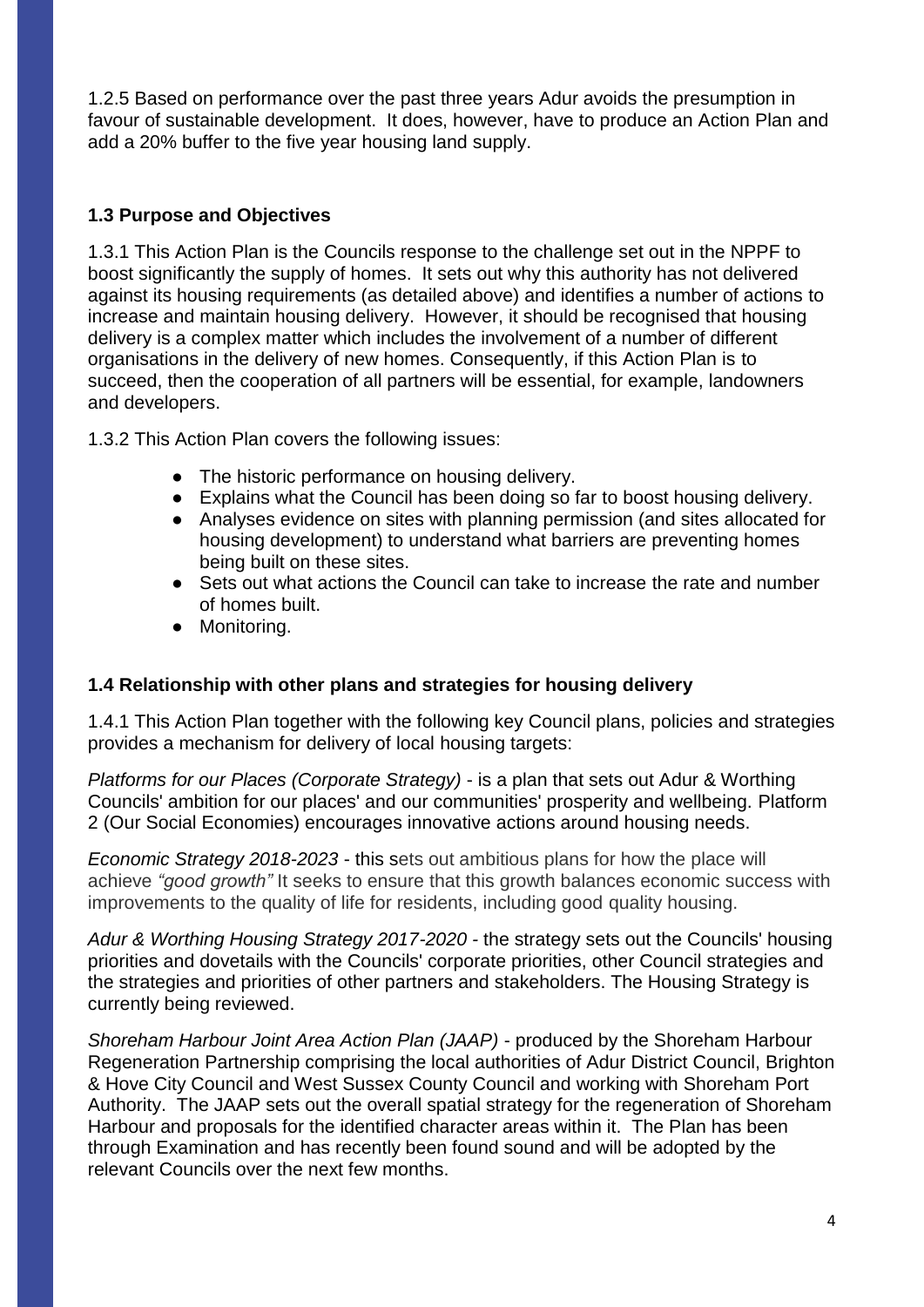1.2.5 Based on performance over the past three years Adur avoids the presumption in favour of sustainable development. It does, however, have to produce an Action Plan and add a 20% buffer to the five year housing land supply.

### 1.3 Purpose and Objectives

1.3.1 This Action Plan is the Councils response to the challenge set out in the NPPF to boost significantly the supply of homes. It sets out why this authority has not delivered against its housing requirements (as detailed above) and identifies a number of actions to increase and maintain housing delivery. However, it should be recognised that housing delivery is a complex matter which includes the involvement of a number of different organisations in the delivery of new homes. Consequently, if this Action Plan is to succeed, then the cooperation of all partners will be essential, for example, landowners and developers.

1.3.2 This Action Plan covers the following issues:

- The historic performance on housing delivery.
- Explains what the Council has been doing so far to boost housing delivery.
- Analyses evidence on sites with planning permission (and sites allocated for housing development) to understand what barriers are preventing homes being built on these sites.
- Sets out what actions the Council can take to increase the rate and number of homes built.
- Monitoring.

### 1.4 Relationship with other plans and strategies for housing delivery

1.4.1 This Action Plan together with the following key Council plans, policies and strategies provides a mechanism for delivery of local housing targets:

*Platforms for our Places (Corporate Strategy)* - is a plan that sets out Adur & Worthing Councils' ambition for our places' and our communities' prosperity and wellbeing. Platform 2 (Our Social Economies) encourages innovative actions around housing needs.

*Economic Strategy 2018-2023* - this sets out ambitious plans for how the place will achieve *"good growth"* It seeks to ensure that this growth balances economic success with improvements to the quality of life for residents, including good quality housing.

*Adur & Worthing Housing Strategy 2017-2020* - the strategy sets out the Councils' housing priorities and dovetails with the Councils' corporate priorities, other Council strategies and the strategies and priorities of other partners and stakeholders. The Housing Strategy is currently being reviewed.

*Shoreham Harbour Joint Area Action Plan (JAAP)* - produced by the Shoreham Harbour Regeneration Partnership comprising the local authorities of Adur District Council, Brighton & Hove City Council and West Sussex County Council and working with Shoreham Port Authority. The JAAP sets out the overall spatial strategy for the regeneration of Shoreham Harbour and proposals for the identified character areas within it. The Plan has been through Examination and has recently been found sound and will be adopted by the relevant Councils over the next few months.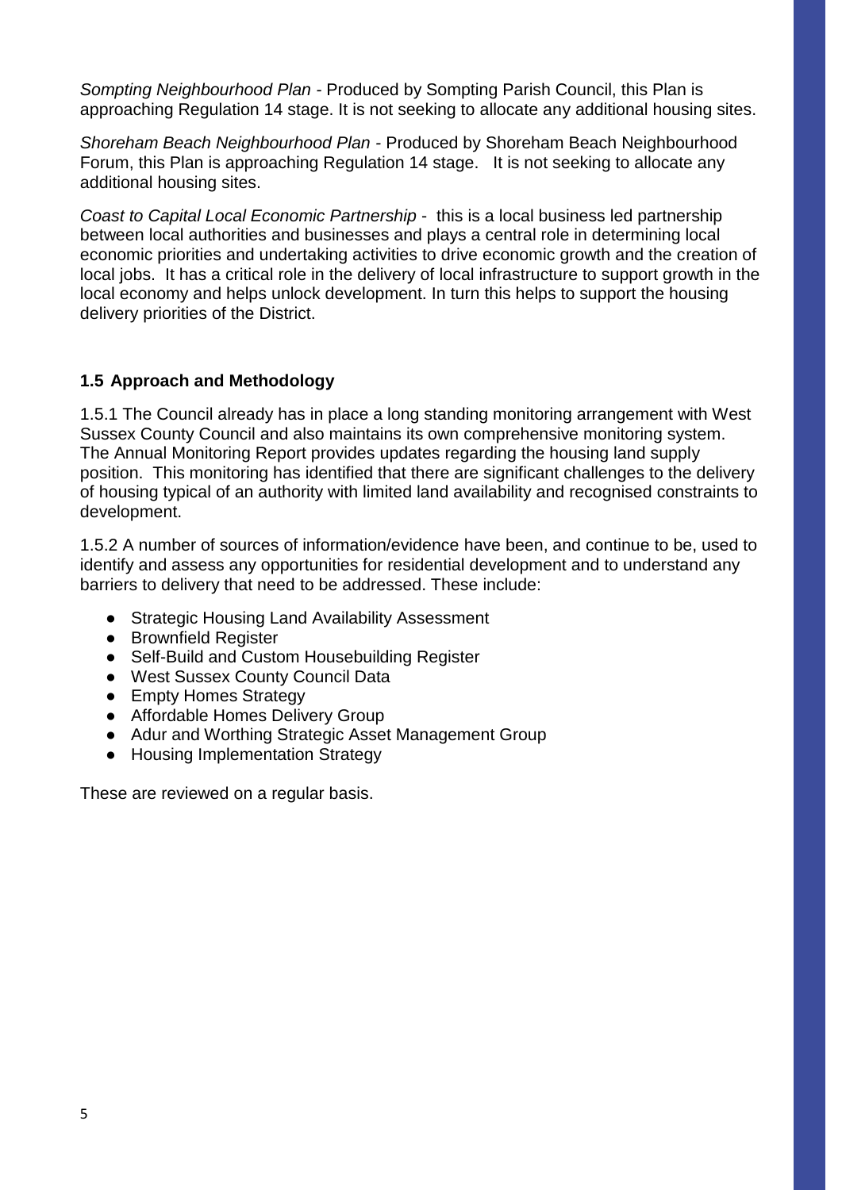*Sompting Neighbourhood Plan* - Produced by Sompting Parish Council, this Plan is approaching Regulation 14 stage. It is not seeking to allocate any additional housing sites.

*Shoreham Beach Neighbourhood Plan* - Produced by Shoreham Beach Neighbourhood Forum, this Plan is approaching Regulation 14 stage. It is not seeking to allocate any additional housing sites.

*Coast to Capital Local Economic Partnership* - this is a local business led partnership between local authorities and businesses and plays a central role in determining local economic priorities and undertaking activities to drive economic growth and the creation of local jobs. It has a critical role in the delivery of local infrastructure to support growth in the local economy and helps unlock development. In turn this helps to support the housing delivery priorities of the District.

### 1.5 Approach and Methodology

1.5.1 The Council already has in place a long standing monitoring arrangement with West Sussex County Council and also maintains its own comprehensive monitoring system. The Annual Monitoring Report provides updates regarding the housing land supply position. This monitoring has identified that there are significant challenges to the delivery of housing typical of an authority with limited land availability and recognised constraints to development.

1.5.2 A number of sources of information/evidence have been, and continue to be, used to identify and assess any opportunities for residential development and to understand any barriers to delivery that need to be addressed. These include:

- Strategic Housing Land Availability Assessment
- Brownfield Register
- Self-Build and Custom Housebuilding Register
- West Sussex County Council Data
- Empty Homes Strategy
- Affordable Homes Delivery Group
- Adur and Worthing Strategic Asset Management Group
- Housing Implementation Strategy

These are reviewed on a regular basis.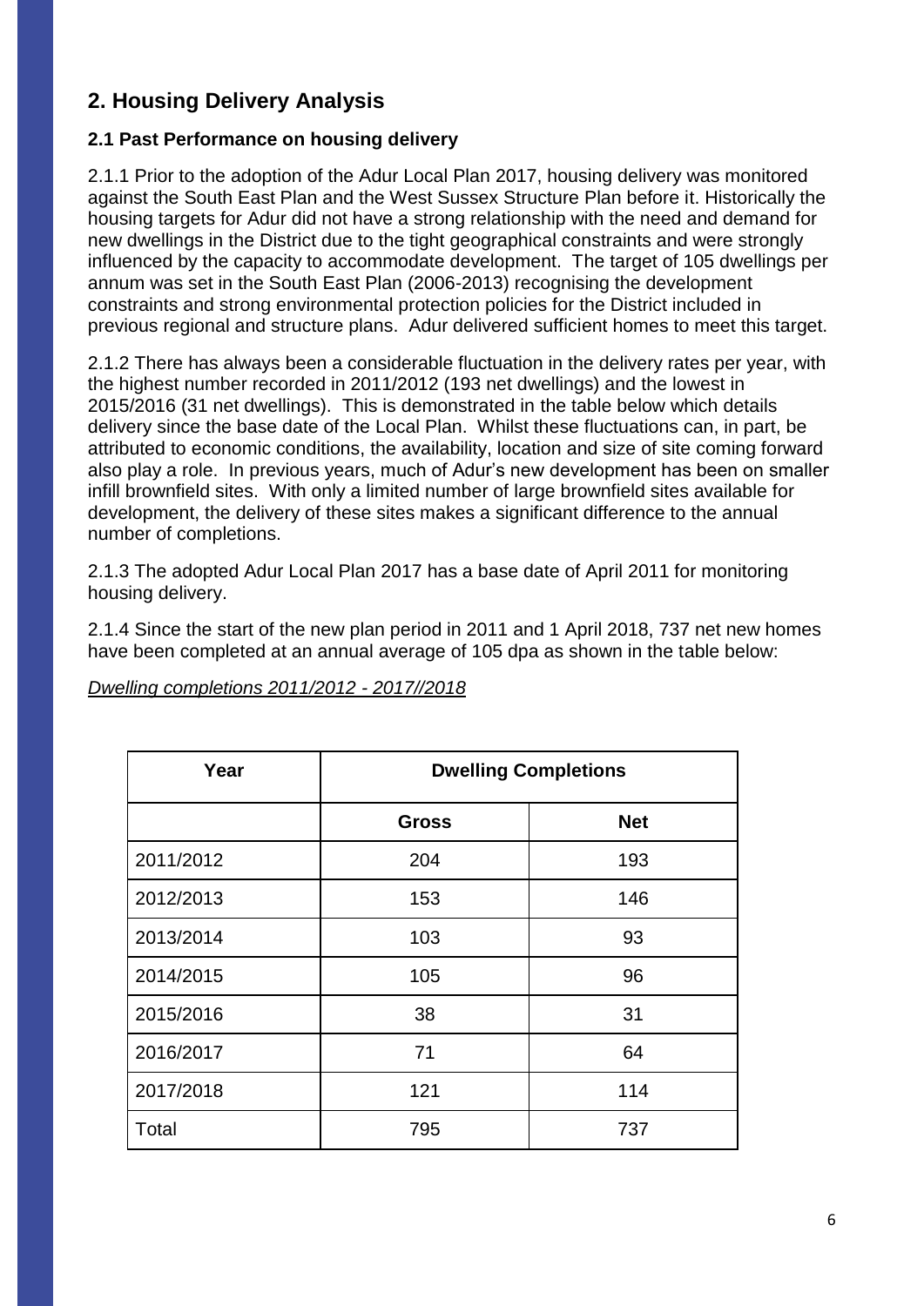## 2. Housing Delivery Analysis

### 2.1 Past Performance on housing delivery

2.1.1 Prior to the adoption of the Adur Local Plan 2017, housing delivery was monitored against the South East Plan and the West Sussex Structure Plan before it. Historically the housing targets for Adur did not have a strong relationship with the need and demand for new dwellings in the District due to the tight geographical constraints and were strongly influenced by the capacity to accommodate development. The target of 105 dwellings per annum was set in the South East Plan (2006-2013) recognising the development constraints and strong environmental protection policies for the District included in previous regional and structure plans. Adur delivered sufficient homes to meet this target.

2.1.2 There has always been a considerable fluctuation in the delivery rates per year, with the highest number recorded in 2011/2012 (193 net dwellings) and the lowest in 2015/2016 (31 net dwellings). This is demonstrated in the table below which details delivery since the base date of the Local Plan. Whilst these fluctuations can, in part, be attributed to economic conditions, the availability, location and size of site coming forward also play a role. In previous years, much of Adur's new development has been on smaller infill brownfield sites. With only a limited number of large brownfield sites available for development, the delivery of these sites makes a significant difference to the annual number of completions.

2.1.3 The adopted Adur Local Plan 2017 has a base date of April 2011 for monitoring housing delivery.

2.1.4 Since the start of the new plan period in 2011 and 1 April 2018, 737 net new homes have been completed at an annual average of 105 dpa as shown in the table below:

*Dwelling completions 2011/2012 - 2017//2018*

| Year | Dwelling Completions | |
|---|---|---|
| | **Gross** | **Net** |
| 2011/2012 | 204 | 193 |
| 2012/2013 | 153 | 146 |
| 2013/2014 | 103 | 93 |
| 2014/2015 | 105 | 96 |
| 2015/2016 | 38 | 31 |
| 2016/2017 | 71 | 64 |
| 2017/2018 | 121 | 114 |
| Total | 795 | 737 |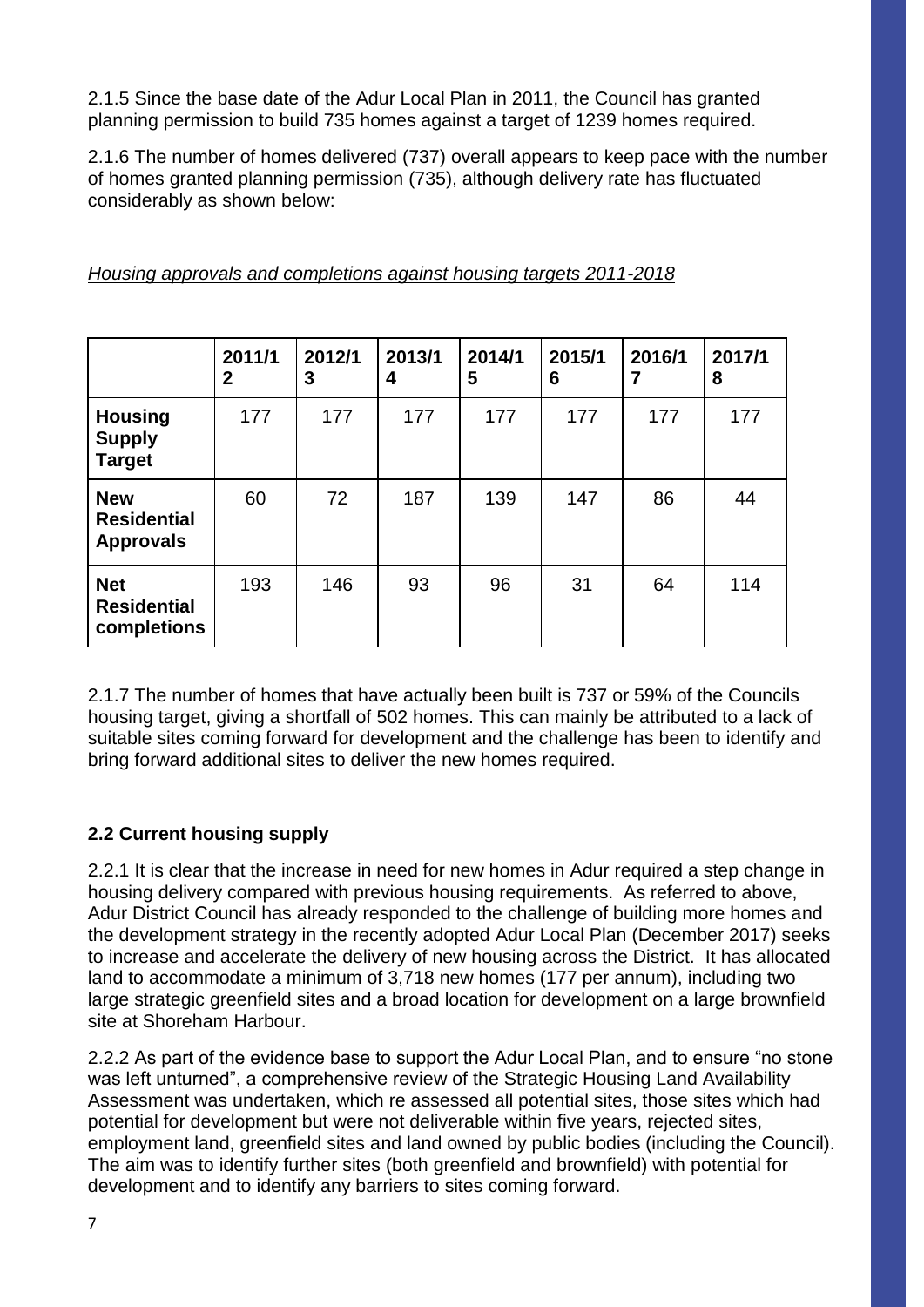2.1.5 Since the base date of the Adur Local Plan in 2011, the Council has granted planning permission to build 735 homes against a target of 1239 homes required.

2.1.6 The number of homes delivered (737) overall appears to keep pace with the number of homes granted planning permission (735), although delivery rate has fluctuated considerably as shown below:

*Housing approvals and completions against housing targets 2011-2018*

| | 2011/12 | 2012/13 | 2013/14 | 2014/15 | 2015/16 | 2016/17 | 2017/18 |
|---|---|---|---|---|---|---|---|
| **Housing Supply Target** | 177 | 177 | 177 | 177 | 177 | 177 | 177 |
| **New Residential Approvals** | 60 | 72 | 187 | 139 | 147 | 86 | 44 |
| **Net Residential completions** | 193 | 146 | 93 | 96 | 31 | 64 | 114 |

2.1.7 The number of homes that have actually been built is 737 or 59% of the Councils housing target, giving a shortfall of 502 homes. This can mainly be attributed to a lack of suitable sites coming forward for development and the challenge has been to identify and bring forward additional sites to deliver the new homes required.

### 2.2 Current housing supply

2.2.1 It is clear that the increase in need for new homes in Adur required a step change in housing delivery compared with previous housing requirements. As referred to above, Adur District Council has already responded to the challenge of building more homes and the development strategy in the recently adopted Adur Local Plan (December 2017) seeks to increase and accelerate the delivery of new housing across the District. It has allocated land to accommodate a minimum of 3,718 new homes (177 per annum), including two large strategic greenfield sites and a broad location for development on a large brownfield site at Shoreham Harbour.

2.2.2 As part of the evidence base to support the Adur Local Plan, and to ensure "no stone was left unturned", a comprehensive review of the Strategic Housing Land Availability Assessment was undertaken, which re assessed all potential sites, those sites which had potential for development but were not deliverable within five years, rejected sites, employment land, greenfield sites and land owned by public bodies (including the Council). The aim was to identify further sites (both greenfield and brownfield) with potential for development and to identify any barriers to sites coming forward.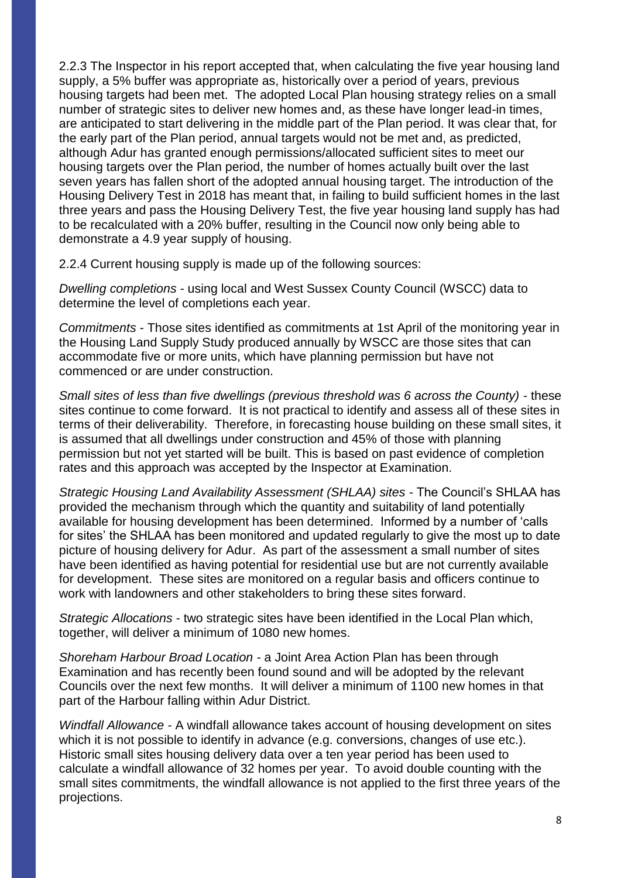2.2.3 The Inspector in his report accepted that, when calculating the five year housing land supply, a 5% buffer was appropriate as, historically over a period of years, previous housing targets had been met. The adopted Local Plan housing strategy relies on a small number of strategic sites to deliver new homes and, as these have longer lead-in times, are anticipated to start delivering in the middle part of the Plan period. It was clear that, for the early part of the Plan period, annual targets would not be met and, as predicted, although Adur has granted enough permissions/allocated sufficient sites to meet our housing targets over the Plan period, the number of homes actually built over the last seven years has fallen short of the adopted annual housing target. The introduction of the Housing Delivery Test in 2018 has meant that, in failing to build sufficient homes in the last three years and pass the Housing Delivery Test, the five year housing land supply has had to be recalculated with a 20% buffer, resulting in the Council now only being able to demonstrate a 4.9 year supply of housing.

2.2.4 Current housing supply is made up of the following sources:

*Dwelling completions* - using local and West Sussex County Council (WSCC) data to determine the level of completions each year.

*Commitments* - Those sites identified as commitments at 1st April of the monitoring year in the Housing Land Supply Study produced annually by WSCC are those sites that can accommodate five or more units, which have planning permission but have not commenced or are under construction.

*Small sites of less than five dwellings (previous threshold was 6 across the County)* - these sites continue to come forward. It is not practical to identify and assess all of these sites in terms of their deliverability. Therefore, in forecasting house building on these small sites, it is assumed that all dwellings under construction and 45% of those with planning permission but not yet started will be built. This is based on past evidence of completion rates and this approach was accepted by the Inspector at Examination.

*Strategic Housing Land Availability Assessment (SHLAA) sites* - The Council's SHLAA has provided the mechanism through which the quantity and suitability of land potentially available for housing development has been determined. Informed by a number of 'calls for sites' the SHLAA has been monitored and updated regularly to give the most up to date picture of housing delivery for Adur. As part of the assessment a small number of sites have been identified as having potential for residential use but are not currently available for development. These sites are monitored on a regular basis and officers continue to work with landowners and other stakeholders to bring these sites forward.

*Strategic Allocations* - two strategic sites have been identified in the Local Plan which, together, will deliver a minimum of 1080 new homes.

*Shoreham Harbour Broad Location* - a Joint Area Action Plan has been through Examination and has recently been found sound and will be adopted by the relevant Councils over the next few months. It will deliver a minimum of 1100 new homes in that part of the Harbour falling within Adur District.

*Windfall Allowance* - A windfall allowance takes account of housing development on sites which it is not possible to identify in advance (e.g. conversions, changes of use etc.). Historic small sites housing delivery data over a ten year period has been used to calculate a windfall allowance of 32 homes per year. To avoid double counting with the small sites commitments, the windfall allowance is not applied to the first three years of the projections.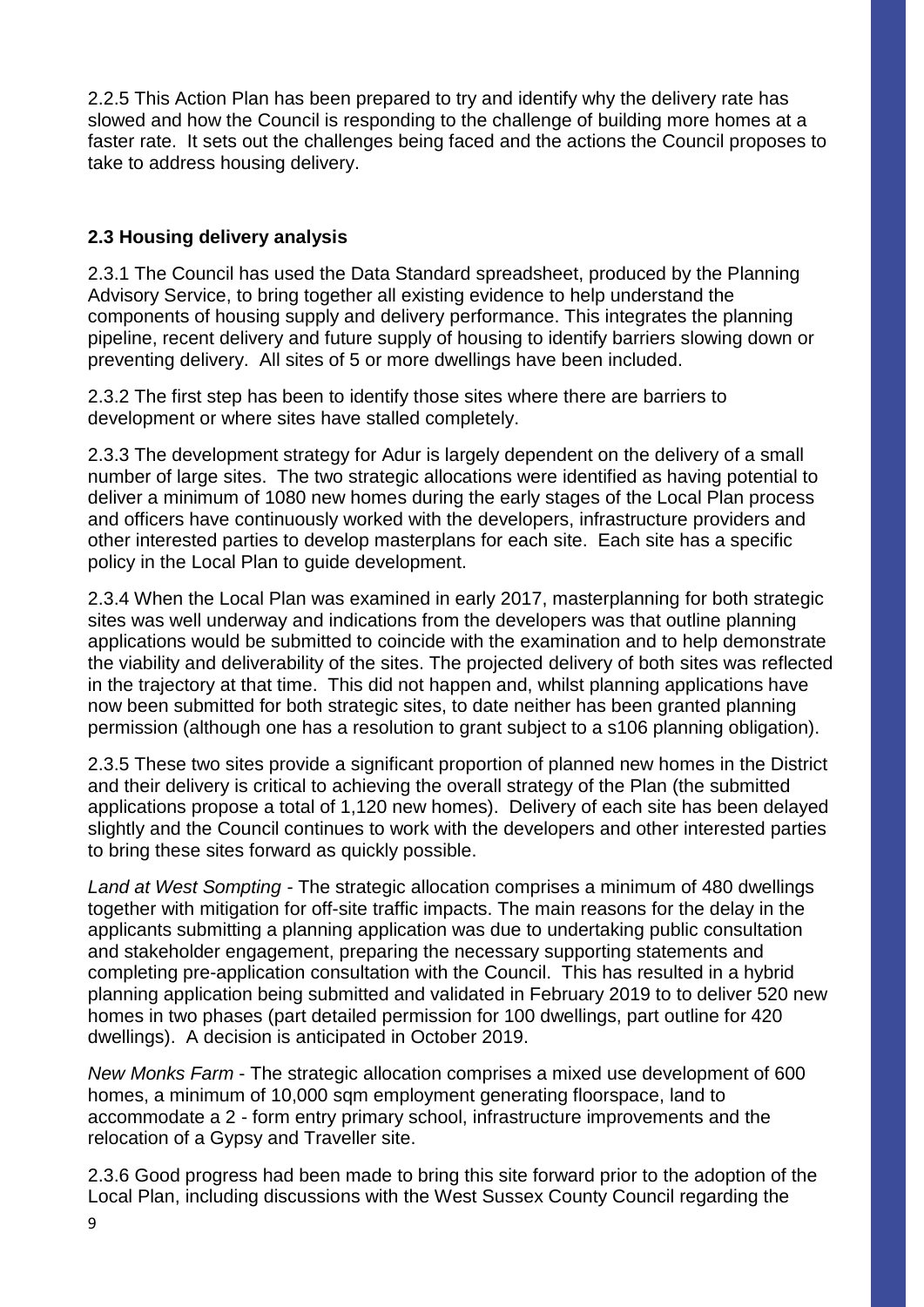2.2.5 This Action Plan has been prepared to try and identify why the delivery rate has slowed and how the Council is responding to the challenge of building more homes at a faster rate. It sets out the challenges being faced and the actions the Council proposes to take to address housing delivery.

### 2.3 Housing delivery analysis

2.3.1 The Council has used the Data Standard spreadsheet, produced by the Planning Advisory Service, to bring together all existing evidence to help understand the components of housing supply and delivery performance. This integrates the planning pipeline, recent delivery and future supply of housing to identify barriers slowing down or preventing delivery. All sites of 5 or more dwellings have been included.

2.3.2 The first step has been to identify those sites where there are barriers to development or where sites have stalled completely.

2.3.3 The development strategy for Adur is largely dependent on the delivery of a small number of large sites. The two strategic allocations were identified as having potential to deliver a minimum of 1080 new homes during the early stages of the Local Plan process and officers have continuously worked with the developers, infrastructure providers and other interested parties to develop masterplans for each site. Each site has a specific policy in the Local Plan to guide development.

2.3.4 When the Local Plan was examined in early 2017, masterplanning for both strategic sites was well underway and indications from the developers was that outline planning applications would be submitted to coincide with the examination and to help demonstrate the viability and deliverability of the sites. The projected delivery of both sites was reflected in the trajectory at that time. This did not happen and, whilst planning applications have now been submitted for both strategic sites, to date neither has been granted planning permission (although one has a resolution to grant subject to a s106 planning obligation).

2.3.5 These two sites provide a significant proportion of planned new homes in the District and their delivery is critical to achieving the overall strategy of the Plan (the submitted applications propose a total of 1,120 new homes). Delivery of each site has been delayed slightly and the Council continues to work with the developers and other interested parties to bring these sites forward as quickly possible.

*Land at West Sompting* - The strategic allocation comprises a minimum of 480 dwellings together with mitigation for off-site traffic impacts. The main reasons for the delay in the applicants submitting a planning application was due to undertaking public consultation and stakeholder engagement, preparing the necessary supporting statements and completing pre-application consultation with the Council. This has resulted in a hybrid planning application being submitted and validated in February 2019 to to deliver 520 new homes in two phases (part detailed permission for 100 dwellings, part outline for 420 dwellings). A decision is anticipated in October 2019.

*New Monks Farm* - The strategic allocation comprises a mixed use development of 600 homes, a minimum of 10,000 sqm employment generating floorspace, land to accommodate a 2 - form entry primary school, infrastructure improvements and the relocation of a Gypsy and Traveller site.

2.3.6 Good progress had been made to bring this site forward prior to the adoption of the Local Plan, including discussions with the West Sussex County Council regarding the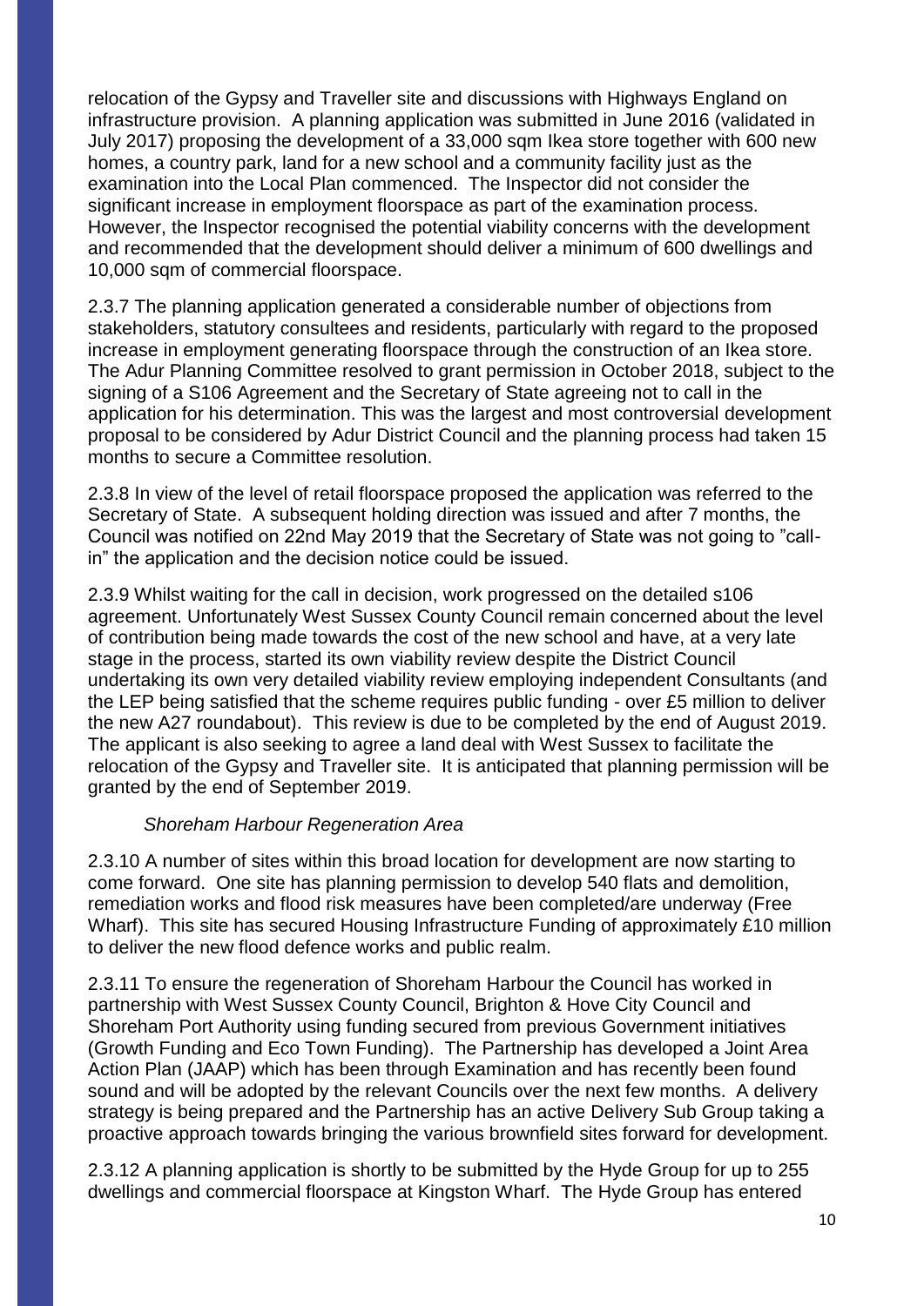relocation of the Gypsy and Traveller site and discussions with Highways England on infrastructure provision. A planning application was submitted in June 2016 (validated in July 2017) proposing the development of a 33,000 sqm Ikea store together with 600 new homes, a country park, land for a new school and a community facility just as the examination into the Local Plan commenced. The Inspector did not consider the significant increase in employment floorspace as part of the examination process. However, the Inspector recognised the potential viability concerns with the development and recommended that the development should deliver a minimum of 600 dwellings and 10,000 sqm of commercial floorspace.

2.3.7 The planning application generated a considerable number of objections from stakeholders, statutory consultees and residents, particularly with regard to the proposed increase in employment generating floorspace through the construction of an Ikea store. The Adur Planning Committee resolved to grant permission in October 2018, subject to the signing of a S106 Agreement and the Secretary of State agreeing not to call in the application for his determination. This was the largest and most controversial development proposal to be considered by Adur District Council and the planning process had taken 15 months to secure a Committee resolution.

2.3.8 In view of the level of retail floorspace proposed the application was referred to the Secretary of State. A subsequent holding direction was issued and after 7 months, the Council was notified on 22nd May 2019 that the Secretary of State was not going to "call-in" the application and the decision notice could be issued.

2.3.9 Whilst waiting for the call in decision, work progressed on the detailed s106 agreement. Unfortunately West Sussex County Council remain concerned about the level of contribution being made towards the cost of the new school and have, at a very late stage in the process, started its own viability review despite the District Council undertaking its own very detailed viability review employing independent Consultants (and the LEP being satisfied that the scheme requires public funding - over £5 million to deliver the new A27 roundabout). This review is due to be completed by the end of August 2019. The applicant is also seeking to agree a land deal with West Sussex to facilitate the relocation of the Gypsy and Traveller site. It is anticipated that planning permission will be granted by the end of September 2019.

*Shoreham Harbour Regeneration Area*

2.3.10 A number of sites within this broad location for development are now starting to come forward. One site has planning permission to develop 540 flats and demolition, remediation works and flood risk measures have been completed/are underway (Free Wharf). This site has secured Housing Infrastructure Funding of approximately £10 million to deliver the new flood defence works and public realm.

2.3.11 To ensure the regeneration of Shoreham Harbour the Council has worked in partnership with West Sussex County Council, Brighton & Hove City Council and Shoreham Port Authority using funding secured from previous Government initiatives (Growth Funding and Eco Town Funding). The Partnership has developed a Joint Area Action Plan (JAAP) which has been through Examination and has recently been found sound and will be adopted by the relevant Councils over the next few months. A delivery strategy is being prepared and the Partnership has an active Delivery Sub Group taking a proactive approach towards bringing the various brownfield sites forward for development.

2.3.12 A planning application is shortly to be submitted by the Hyde Group for up to 255 dwellings and commercial floorspace at Kingston Wharf. The Hyde Group has entered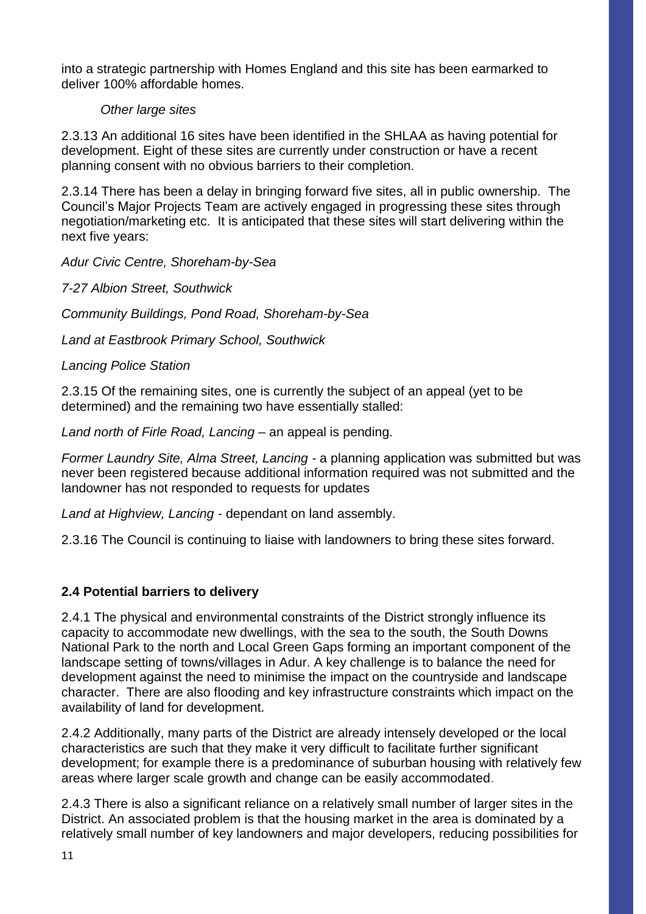into a strategic partnership with Homes England and this site has been earmarked to deliver 100% affordable homes.

*Other large sites*

2.3.13 An additional 16 sites have been identified in the SHLAA as having potential for development. Eight of these sites are currently under construction or have a recent planning consent with no obvious barriers to their completion.

2.3.14 There has been a delay in bringing forward five sites, all in public ownership. The Council's Major Projects Team are actively engaged in progressing these sites through negotiation/marketing etc. It is anticipated that these sites will start delivering within the next five years:

*Adur Civic Centre, Shoreham-by-Sea*

*7-27 Albion Street, Southwick*

*Community Buildings, Pond Road, Shoreham-by-Sea*

*Land at Eastbrook Primary School, Southwick*

*Lancing Police Station*

2.3.15 Of the remaining sites, one is currently the subject of an appeal (yet to be determined) and the remaining two have essentially stalled:

*Land north of Firle Road, Lancing* – an appeal is pending.

*Former Laundry Site, Alma Street, Lancing* - a planning application was submitted but was never been registered because additional information required was not submitted and the landowner has not responded to requests for updates

*Land at Highview, Lancing* - dependant on land assembly.

2.3.16 The Council is continuing to liaise with landowners to bring these sites forward.

### 2.4 Potential barriers to delivery

2.4.1 The physical and environmental constraints of the District strongly influence its capacity to accommodate new dwellings, with the sea to the south, the South Downs National Park to the north and Local Green Gaps forming an important component of the landscape setting of towns/villages in Adur. A key challenge is to balance the need for development against the need to minimise the impact on the countryside and landscape character. There are also flooding and key infrastructure constraints which impact on the availability of land for development.

2.4.2 Additionally, many parts of the District are already intensely developed or the local characteristics are such that they make it very difficult to facilitate further significant development; for example there is a predominance of suburban housing with relatively few areas where larger scale growth and change can be easily accommodated.

2.4.3 There is also a significant reliance on a relatively small number of larger sites in the District. An associated problem is that the housing market in the area is dominated by a relatively small number of key landowners and major developers, reducing possibilities for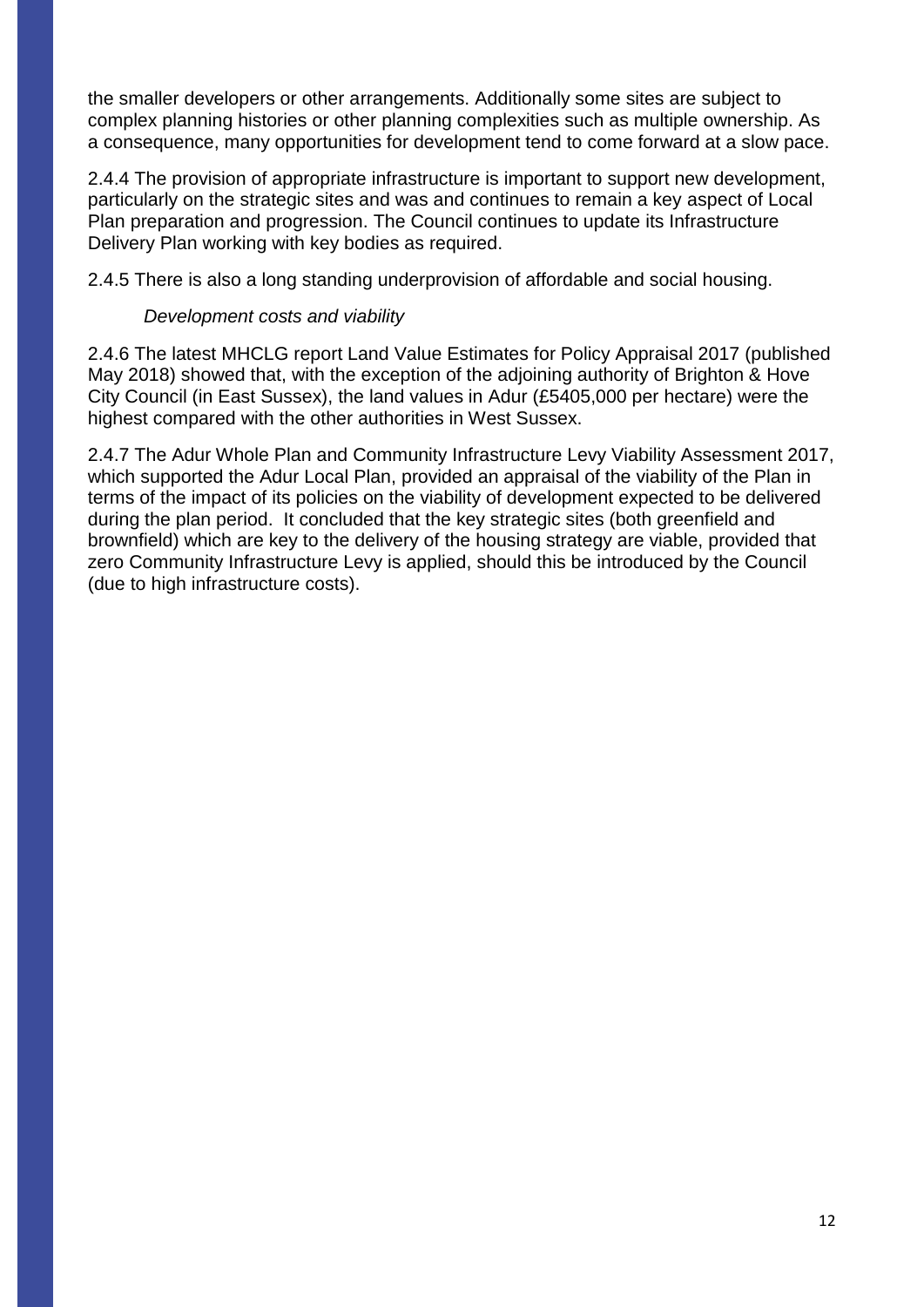the smaller developers or other arrangements. Additionally some sites are subject to complex planning histories or other planning complexities such as multiple ownership. As a consequence, many opportunities for development tend to come forward at a slow pace.

2.4.4 The provision of appropriate infrastructure is important to support new development, particularly on the strategic sites and was and continues to remain a key aspect of Local Plan preparation and progression. The Council continues to update its Infrastructure Delivery Plan working with key bodies as required.

2.4.5 There is also a long standing underprovision of affordable and social housing.

*Development costs and viability*

2.4.6 The latest MHCLG report Land Value Estimates for Policy Appraisal 2017 (published May 2018) showed that, with the exception of the adjoining authority of Brighton & Hove City Council (in East Sussex), the land values in Adur (£5405,000 per hectare) were the highest compared with the other authorities in West Sussex.

2.4.7 The Adur Whole Plan and Community Infrastructure Levy Viability Assessment 2017, which supported the Adur Local Plan, provided an appraisal of the viability of the Plan in terms of the impact of its policies on the viability of development expected to be delivered during the plan period. It concluded that the key strategic sites (both greenfield and brownfield) which are key to the delivery of the housing strategy are viable, provided that zero Community Infrastructure Levy is applied, should this be introduced by the Council (due to high infrastructure costs).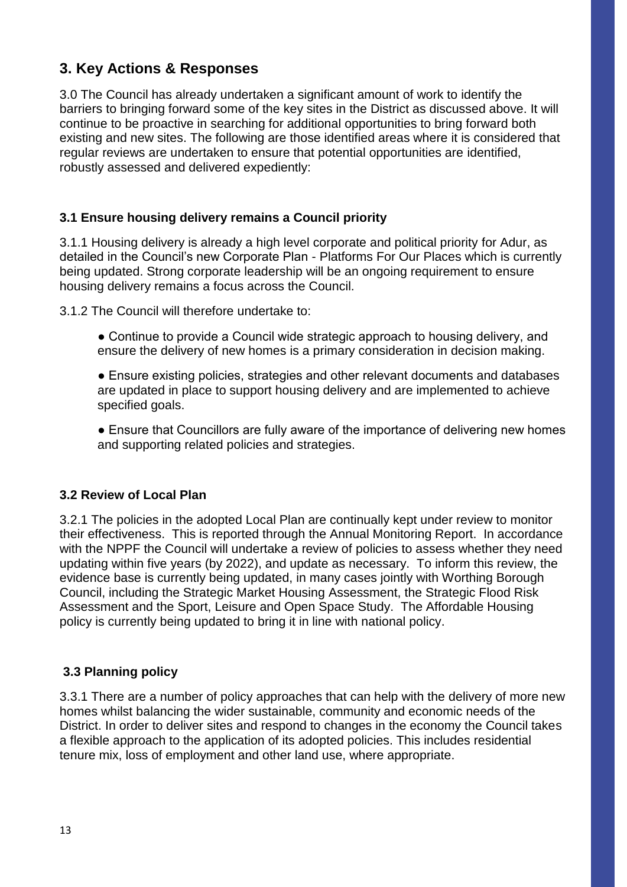## 3. Key Actions & Responses

3.0 The Council has already undertaken a significant amount of work to identify the barriers to bringing forward some of the key sites in the District as discussed above. It will continue to be proactive in searching for additional opportunities to bring forward both existing and new sites. The following are those identified areas where it is considered that regular reviews are undertaken to ensure that potential opportunities are identified, robustly assessed and delivered expediently:

### 3.1 Ensure housing delivery remains a Council priority

3.1.1 Housing delivery is already a high level corporate and political priority for Adur, as detailed in the Council's new Corporate Plan - Platforms For Our Places which is currently being updated. Strong corporate leadership will be an ongoing requirement to ensure housing delivery remains a focus across the Council.

3.1.2 The Council will therefore undertake to:

- Continue to provide a Council wide strategic approach to housing delivery, and ensure the delivery of new homes is a primary consideration in decision making.
- Ensure existing policies, strategies and other relevant documents and databases are updated in place to support housing delivery and are implemented to achieve specified goals.
- Ensure that Councillors are fully aware of the importance of delivering new homes and supporting related policies and strategies.

### 3.2 Review of Local Plan

3.2.1 The policies in the adopted Local Plan are continually kept under review to monitor their effectiveness. This is reported through the Annual Monitoring Report. In accordance with the NPPF the Council will undertake a review of policies to assess whether they need updating within five years (by 2022), and update as necessary. To inform this review, the evidence base is currently being updated, in many cases jointly with Worthing Borough Council, including the Strategic Market Housing Assessment, the Strategic Flood Risk Assessment and the Sport, Leisure and Open Space Study. The Affordable Housing policy is currently being updated to bring it in line with national policy.

### 3.3 Planning policy

3.3.1 There are a number of policy approaches that can help with the delivery of more new homes whilst balancing the wider sustainable, community and economic needs of the District. In order to deliver sites and respond to changes in the economy the Council takes a flexible approach to the application of its adopted policies. This includes residential tenure mix, loss of employment and other land use, where appropriate.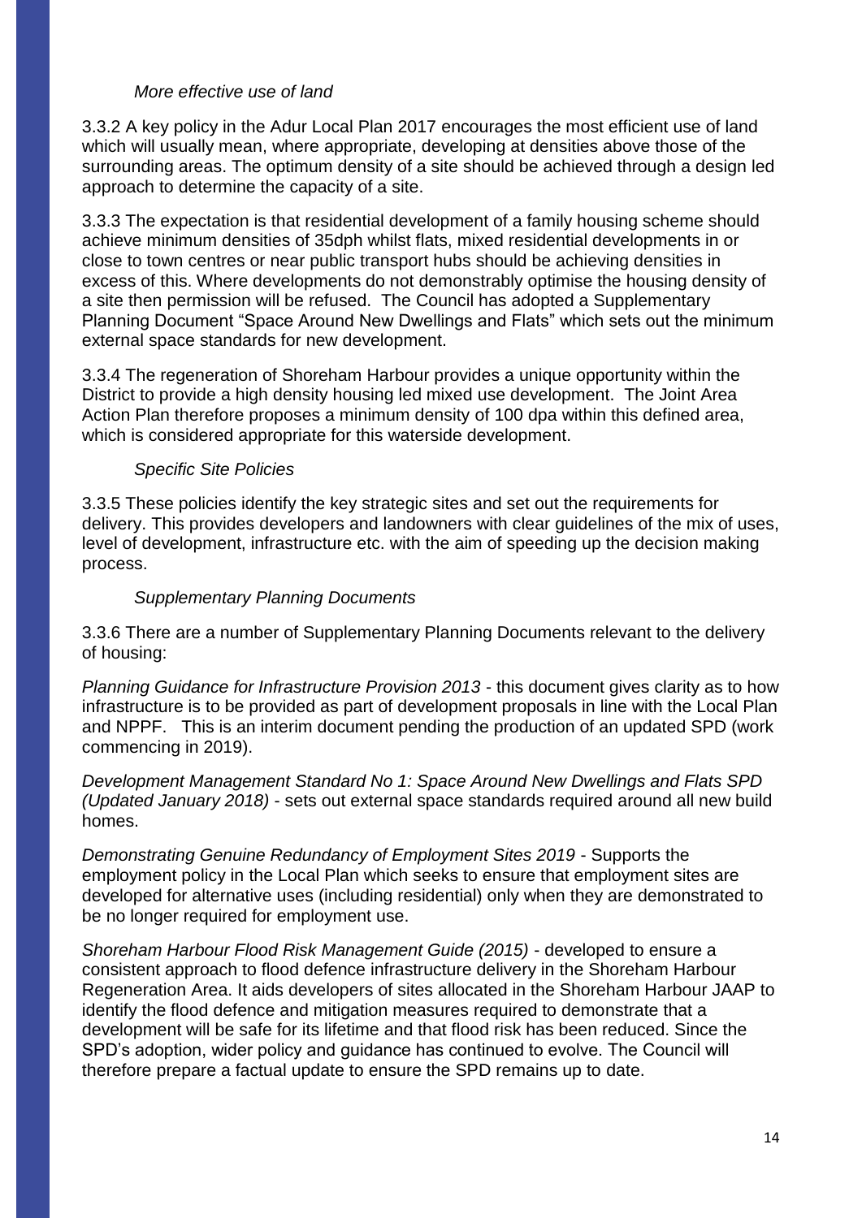*More effective use of land*

3.3.2 A key policy in the Adur Local Plan 2017 encourages the most efficient use of land which will usually mean, where appropriate, developing at densities above those of the surrounding areas. The optimum density of a site should be achieved through a design led approach to determine the capacity of a site.

3.3.3 The expectation is that residential development of a family housing scheme should achieve minimum densities of 35dph whilst flats, mixed residential developments in or close to town centres or near public transport hubs should be achieving densities in excess of this. Where developments do not demonstrably optimise the housing density of a site then permission will be refused. The Council has adopted a Supplementary Planning Document "Space Around New Dwellings and Flats" which sets out the minimum external space standards for new development.

3.3.4 The regeneration of Shoreham Harbour provides a unique opportunity within the District to provide a high density housing led mixed use development. The Joint Area Action Plan therefore proposes a minimum density of 100 dpa within this defined area, which is considered appropriate for this waterside development.

*Specific Site Policies*

3.3.5 These policies identify the key strategic sites and set out the requirements for delivery. This provides developers and landowners with clear guidelines of the mix of uses, level of development, infrastructure etc. with the aim of speeding up the decision making process.

*Supplementary Planning Documents*

3.3.6 There are a number of Supplementary Planning Documents relevant to the delivery of housing:

*Planning Guidance for Infrastructure Provision 2013* - this document gives clarity as to how infrastructure is to be provided as part of development proposals in line with the Local Plan and NPPF. This is an interim document pending the production of an updated SPD (work commencing in 2019).

*Development Management Standard No 1: Space Around New Dwellings and Flats SPD (Updated January 2018)* - sets out external space standards required around all new build homes.

*Demonstrating Genuine Redundancy of Employment Sites 2019* - Supports the employment policy in the Local Plan which seeks to ensure that employment sites are developed for alternative uses (including residential) only when they are demonstrated to be no longer required for employment use.

*Shoreham Harbour Flood Risk Management Guide (2015)* - developed to ensure a consistent approach to flood defence infrastructure delivery in the Shoreham Harbour Regeneration Area. It aids developers of sites allocated in the Shoreham Harbour JAAP to identify the flood defence and mitigation measures required to demonstrate that a development will be safe for its lifetime and that flood risk has been reduced. Since the SPD's adoption, wider policy and guidance has continued to evolve. The Council will therefore prepare a factual update to ensure the SPD remains up to date.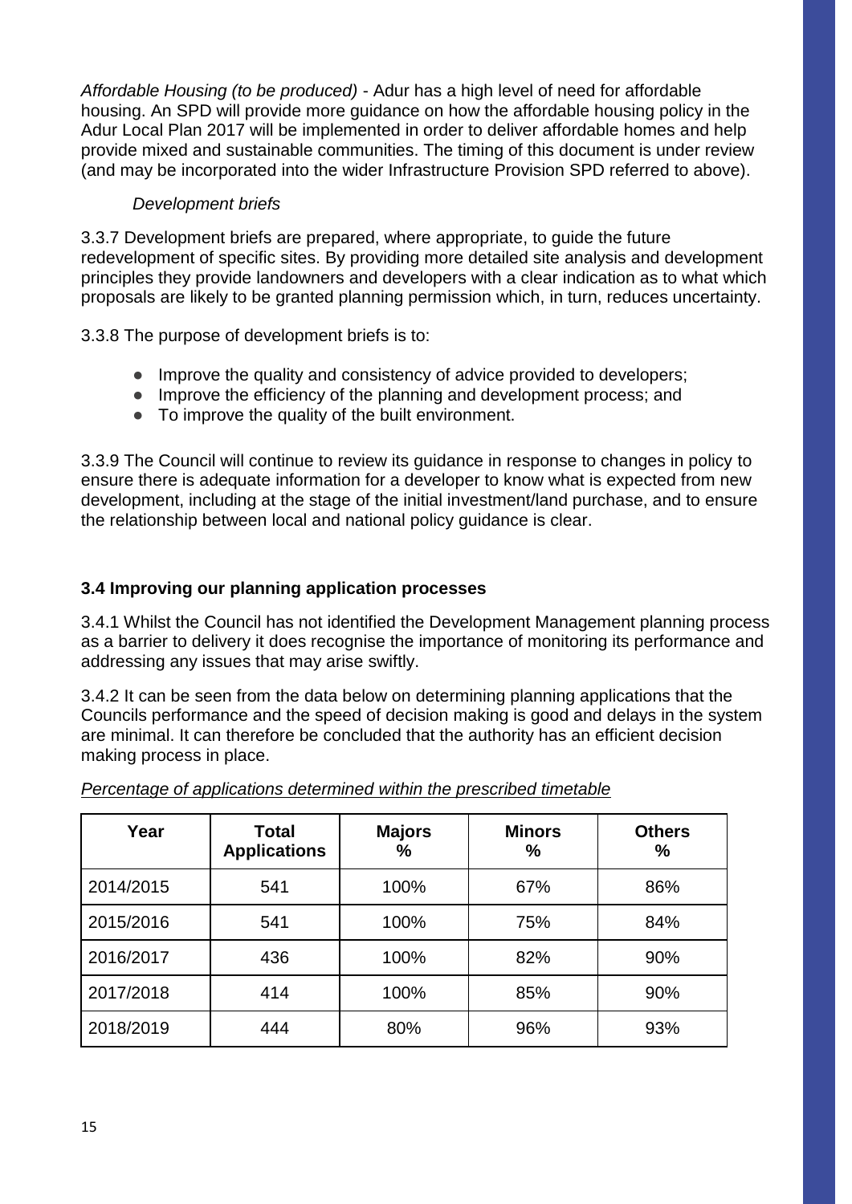*Affordable Housing (to be produced)* - Adur has a high level of need for affordable housing. An SPD will provide more guidance on how the affordable housing policy in the Adur Local Plan 2017 will be implemented in order to deliver affordable homes and help provide mixed and sustainable communities. The timing of this document is under review (and may be incorporated into the wider Infrastructure Provision SPD referred to above).

*Development briefs*

3.3.7 Development briefs are prepared, where appropriate, to guide the future redevelopment of specific sites. By providing more detailed site analysis and development principles they provide landowners and developers with a clear indication as to what which proposals are likely to be granted planning permission which, in turn, reduces uncertainty.

3.3.8 The purpose of development briefs is to:

- Improve the quality and consistency of advice provided to developers;
- Improve the efficiency of the planning and development process; and
- To improve the quality of the built environment.

3.3.9 The Council will continue to review its guidance in response to changes in policy to ensure there is adequate information for a developer to know what is expected from new development, including at the stage of the initial investment/land purchase, and to ensure the relationship between local and national policy guidance is clear.

### 3.4 Improving our planning application processes

3.4.1 Whilst the Council has not identified the Development Management planning process as a barrier to delivery it does recognise the importance of monitoring its performance and addressing any issues that may arise swiftly.

3.4.2 It can be seen from the data below on determining planning applications that the Councils performance and the speed of decision making is good and delays in the system are minimal. It can therefore be concluded that the authority has an efficient decision making process in place.

*Percentage of applications determined within the prescribed timetable*

| Year | Total Applications | Majors % | Minors % | Others % |
|---|---|---|---|---|
| 2014/2015 | 541 | 100% | 67% | 86% |
| 2015/2016 | 541 | 100% | 75% | 84% |
| 2016/2017 | 436 | 100% | 82% | 90% |
| 2017/2018 | 414 | 100% | 85% | 90% |
| 2018/2019 | 444 | 80% | 96% | 93% |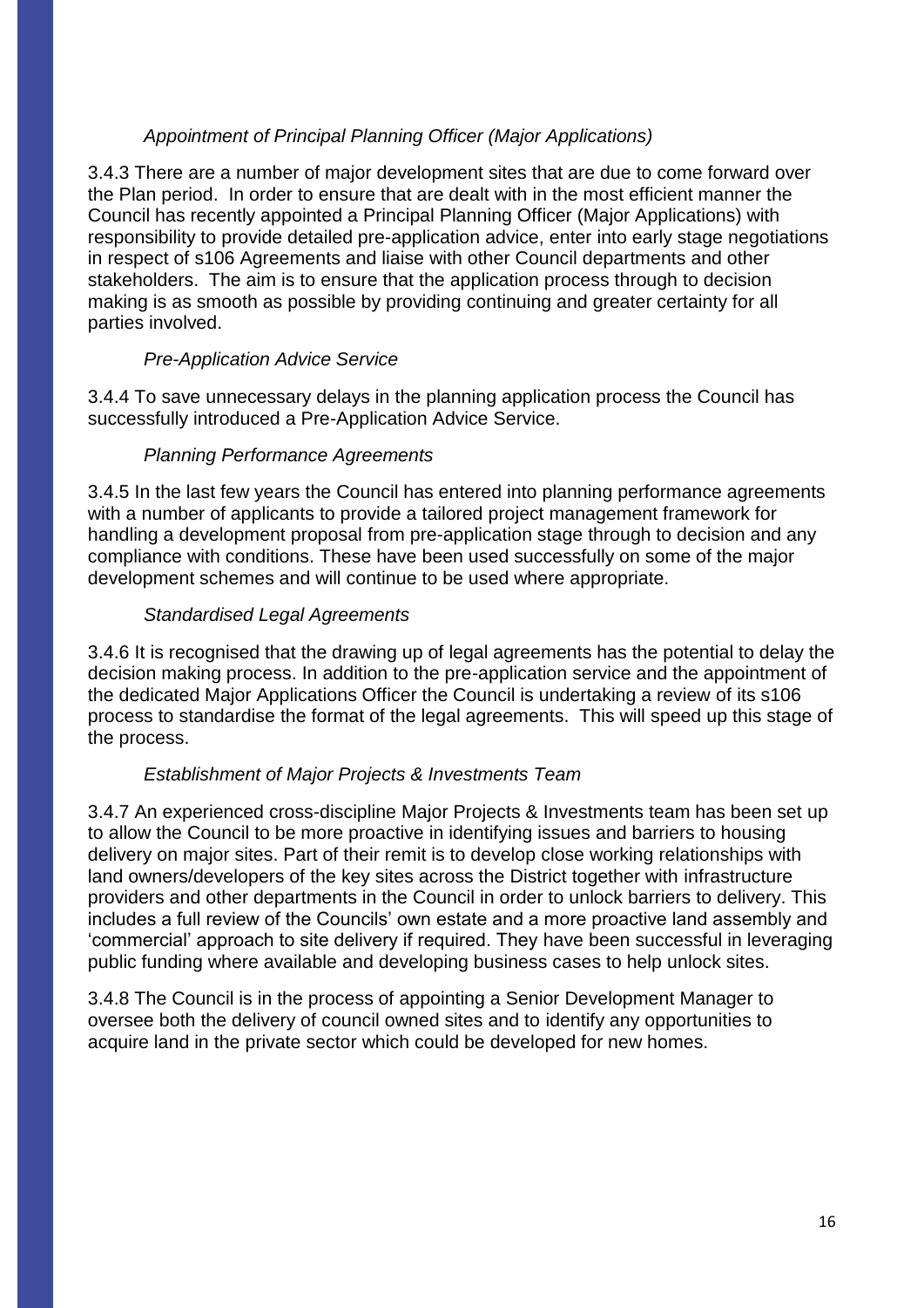*Appointment of Principal Planning Officer (Major Applications)*

3.4.3 There are a number of major development sites that are due to come forward over the Plan period. In order to ensure that are dealt with in the most efficient manner the Council has recently appointed a Principal Planning Officer (Major Applications) with responsibility to provide detailed pre-application advice, enter into early stage negotiations in respect of s106 Agreements and liaise with other Council departments and other stakeholders. The aim is to ensure that the application process through to decision making is as smooth as possible by providing continuing and greater certainty for all parties involved.

*Pre-Application Advice Service*

3.4.4 To save unnecessary delays in the planning application process the Council has successfully introduced a Pre-Application Advice Service.

*Planning Performance Agreements*

3.4.5 In the last few years the Council has entered into planning performance agreements with a number of applicants to provide a tailored project management framework for handling a development proposal from pre-application stage through to decision and any compliance with conditions. These have been used successfully on some of the major development schemes and will continue to be used where appropriate.

*Standardised Legal Agreements*

3.4.6 It is recognised that the drawing up of legal agreements has the potential to delay the decision making process. In addition to the pre-application service and the appointment of the dedicated Major Applications Officer the Council is undertaking a review of its s106 process to standardise the format of the legal agreements. This will speed up this stage of the process.

*Establishment of Major Projects & Investments Team*

3.4.7 An experienced cross-discipline Major Projects & Investments team has been set up to allow the Council to be more proactive in identifying issues and barriers to housing delivery on major sites. Part of their remit is to develop close working relationships with land owners/developers of the key sites across the District together with infrastructure providers and other departments in the Council in order to unlock barriers to delivery. This includes a full review of the Councils' own estate and a more proactive land assembly and 'commercial' approach to site delivery if required. They have been successful in leveraging public funding where available and developing business cases to help unlock sites.

3.4.8 The Council is in the process of appointing a Senior Development Manager to oversee both the delivery of council owned sites and to identify any opportunities to acquire land in the private sector which could be developed for new homes.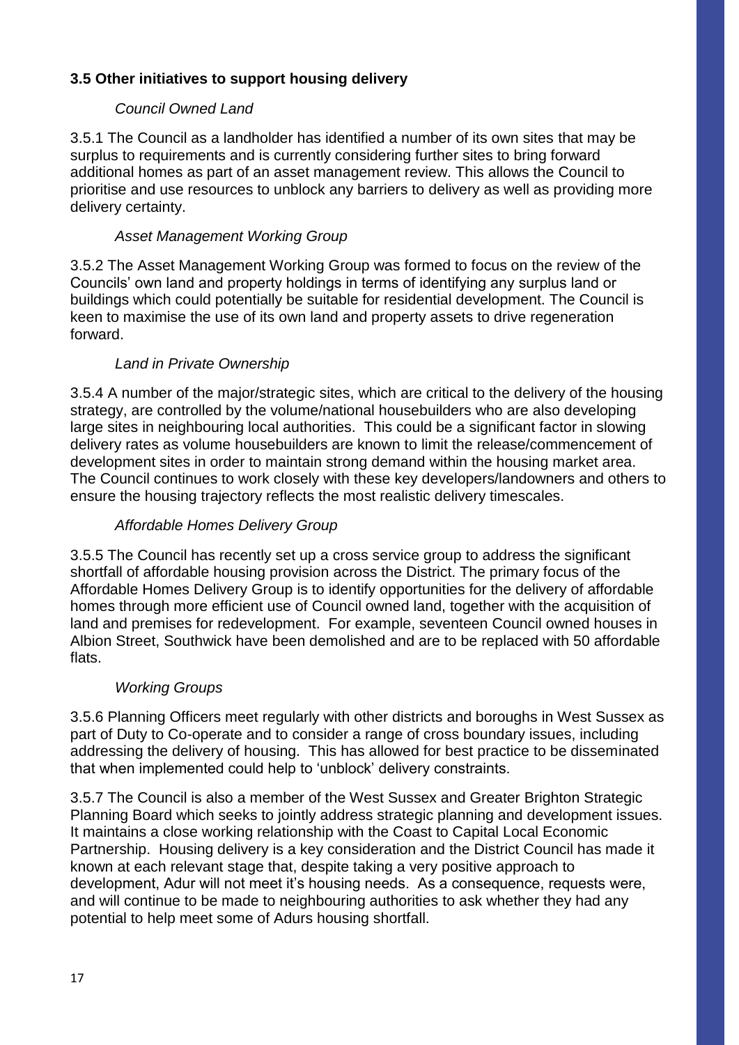### 3.5 Other initiatives to support housing delivery

*Council Owned Land*

3.5.1 The Council as a landholder has identified a number of its own sites that may be surplus to requirements and is currently considering further sites to bring forward additional homes as part of an asset management review. This allows the Council to prioritise and use resources to unblock any barriers to delivery as well as providing more delivery certainty.

*Asset Management Working Group*

3.5.2 The Asset Management Working Group was formed to focus on the review of the Councils' own land and property holdings in terms of identifying any surplus land or buildings which could potentially be suitable for residential development. The Council is keen to maximise the use of its own land and property assets to drive regeneration forward.

*Land in Private Ownership*

3.5.4 A number of the major/strategic sites, which are critical to the delivery of the housing strategy, are controlled by the volume/national housebuilders who are also developing large sites in neighbouring local authorities. This could be a significant factor in slowing delivery rates as volume housebuilders are known to limit the release/commencement of development sites in order to maintain strong demand within the housing market area. The Council continues to work closely with these key developers/landowners and others to ensure the housing trajectory reflects the most realistic delivery timescales.

*Affordable Homes Delivery Group*

3.5.5 The Council has recently set up a cross service group to address the significant shortfall of affordable housing provision across the District. The primary focus of the Affordable Homes Delivery Group is to identify opportunities for the delivery of affordable homes through more efficient use of Council owned land, together with the acquisition of land and premises for redevelopment. For example, seventeen Council owned houses in Albion Street, Southwick have been demolished and are to be replaced with 50 affordable flats.

*Working Groups*

3.5.6 Planning Officers meet regularly with other districts and boroughs in West Sussex as part of Duty to Co-operate and to consider a range of cross boundary issues, including addressing the delivery of housing. This has allowed for best practice to be disseminated that when implemented could help to 'unblock' delivery constraints.

3.5.7 The Council is also a member of the West Sussex and Greater Brighton Strategic Planning Board which seeks to jointly address strategic planning and development issues. It maintains a close working relationship with the Coast to Capital Local Economic Partnership. Housing delivery is a key consideration and the District Council has made it known at each relevant stage that, despite taking a very positive approach to development, Adur will not meet it's housing needs. As a consequence, requests were, and will continue to be made to neighbouring authorities to ask whether they had any potential to help meet some of Adurs housing shortfall.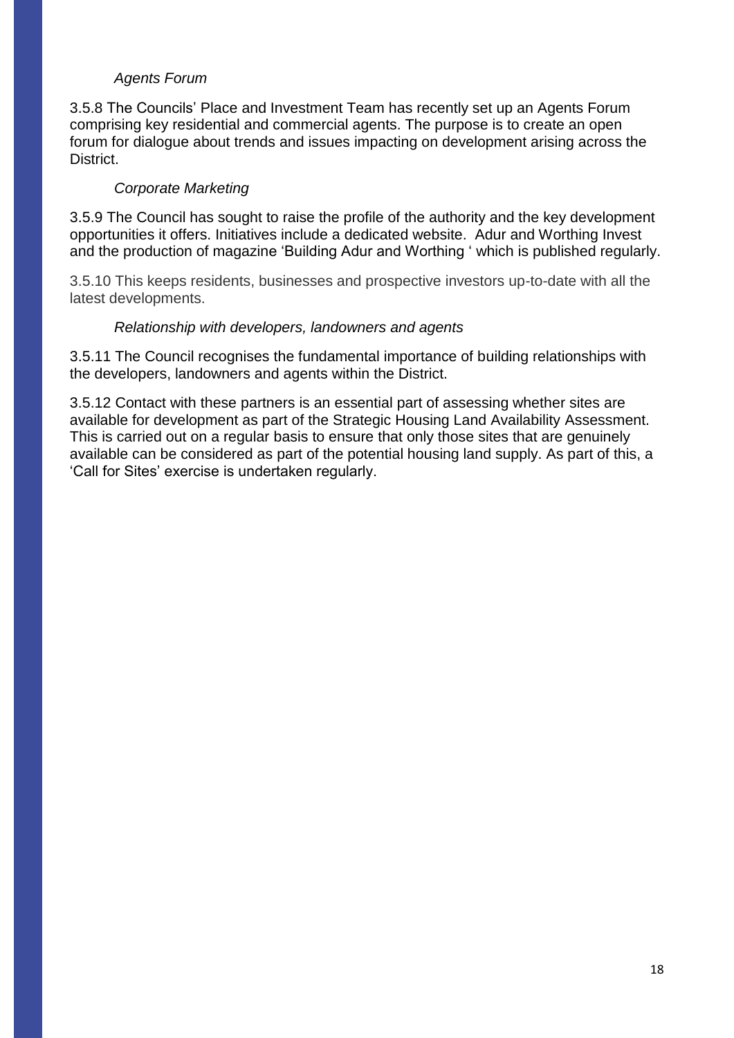*Agents Forum*

3.5.8 The Councils' Place and Investment Team has recently set up an Agents Forum comprising key residential and commercial agents. The purpose is to create an open forum for dialogue about trends and issues impacting on development arising across the District.

*Corporate Marketing*

3.5.9 The Council has sought to raise the profile of the authority and the key development opportunities it offers. Initiatives include a dedicated website. Adur and Worthing Invest and the production of magazine 'Building Adur and Worthing ' which is published regularly.

3.5.10 This keeps residents, businesses and prospective investors up-to-date with all the latest developments.

*Relationship with developers, landowners and agents*

3.5.11 The Council recognises the fundamental importance of building relationships with the developers, landowners and agents within the District.

3.5.12 Contact with these partners is an essential part of assessing whether sites are available for development as part of the Strategic Housing Land Availability Assessment. This is carried out on a regular basis to ensure that only those sites that are genuinely available can be considered as part of the potential housing land supply. As part of this, a 'Call for Sites' exercise is undertaken regularly.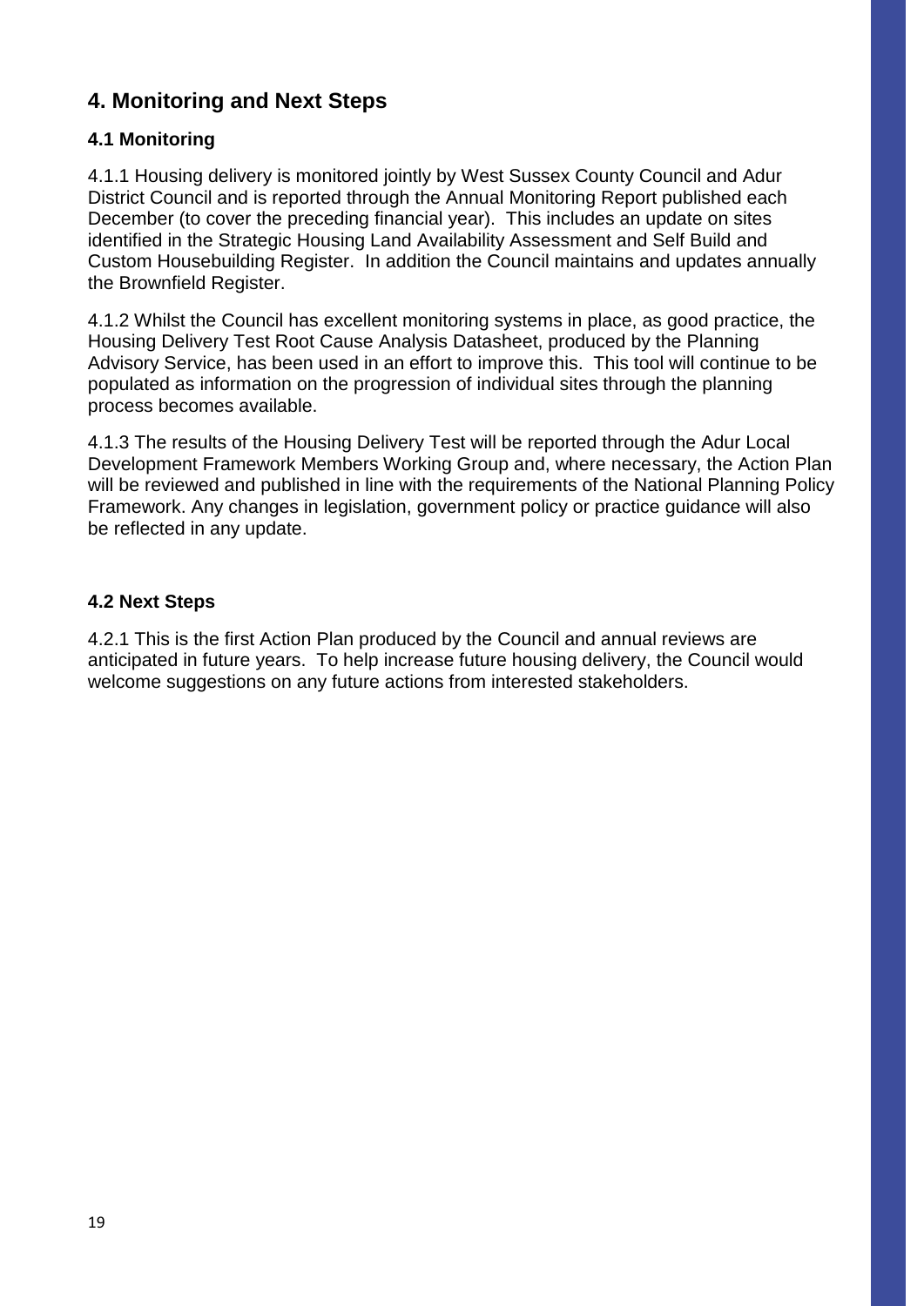## 4. Monitoring and Next Steps

### 4.1 Monitoring

4.1.1 Housing delivery is monitored jointly by West Sussex County Council and Adur District Council and is reported through the Annual Monitoring Report published each December (to cover the preceding financial year). This includes an update on sites identified in the Strategic Housing Land Availability Assessment and Self Build and Custom Housebuilding Register. In addition the Council maintains and updates annually the Brownfield Register.

4.1.2 Whilst the Council has excellent monitoring systems in place, as good practice, the Housing Delivery Test Root Cause Analysis Datasheet, produced by the Planning Advisory Service, has been used in an effort to improve this. This tool will continue to be populated as information on the progression of individual sites through the planning process becomes available.

4.1.3 The results of the Housing Delivery Test will be reported through the Adur Local Development Framework Members Working Group and, where necessary, the Action Plan will be reviewed and published in line with the requirements of the National Planning Policy Framework. Any changes in legislation, government policy or practice guidance will also be reflected in any update.

### 4.2 Next Steps

4.2.1 This is the first Action Plan produced by the Council and annual reviews are anticipated in future years. To help increase future housing delivery, the Council would welcome suggestions on any future actions from interested stakeholders.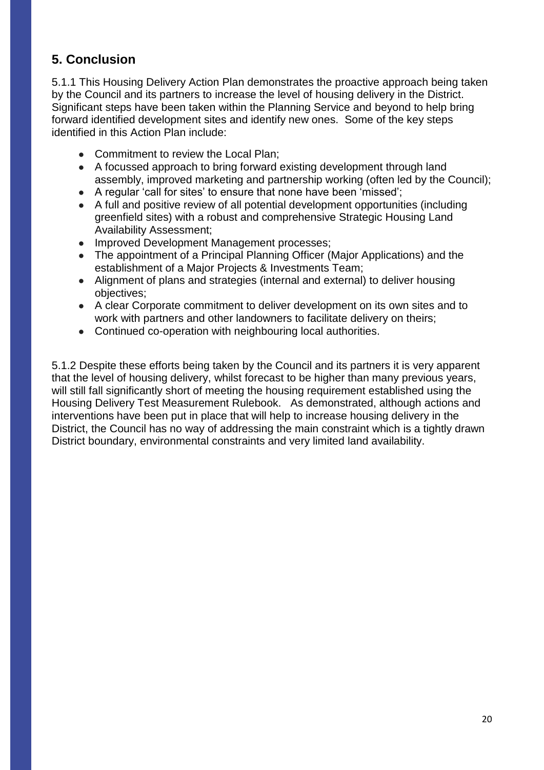## 5. Conclusion

5.1.1 This Housing Delivery Action Plan demonstrates the proactive approach being taken by the Council and its partners to increase the level of housing delivery in the District. Significant steps have been taken within the Planning Service and beyond to help bring forward identified development sites and identify new ones. Some of the key steps identified in this Action Plan include:

- Commitment to review the Local Plan;
- A focussed approach to bring forward existing development through land assembly, improved marketing and partnership working (often led by the Council);
- A regular 'call for sites' to ensure that none have been 'missed';
- A full and positive review of all potential development opportunities (including greenfield sites) with a robust and comprehensive Strategic Housing Land Availability Assessment;
- Improved Development Management processes;
- The appointment of a Principal Planning Officer (Major Applications) and the establishment of a Major Projects & Investments Team;
- Alignment of plans and strategies (internal and external) to deliver housing objectives;
- A clear Corporate commitment to deliver development on its own sites and to work with partners and other landowners to facilitate delivery on theirs;
- Continued co-operation with neighbouring local authorities.

5.1.2 Despite these efforts being taken by the Council and its partners it is very apparent that the level of housing delivery, whilst forecast to be higher than many previous years, will still fall significantly short of meeting the housing requirement established using the Housing Delivery Test Measurement Rulebook. As demonstrated, although actions and interventions have been put in place that will help to increase housing delivery in the District, the Council has no way of addressing the main constraint which is a tightly drawn District boundary, environmental constraints and very limited land availability.